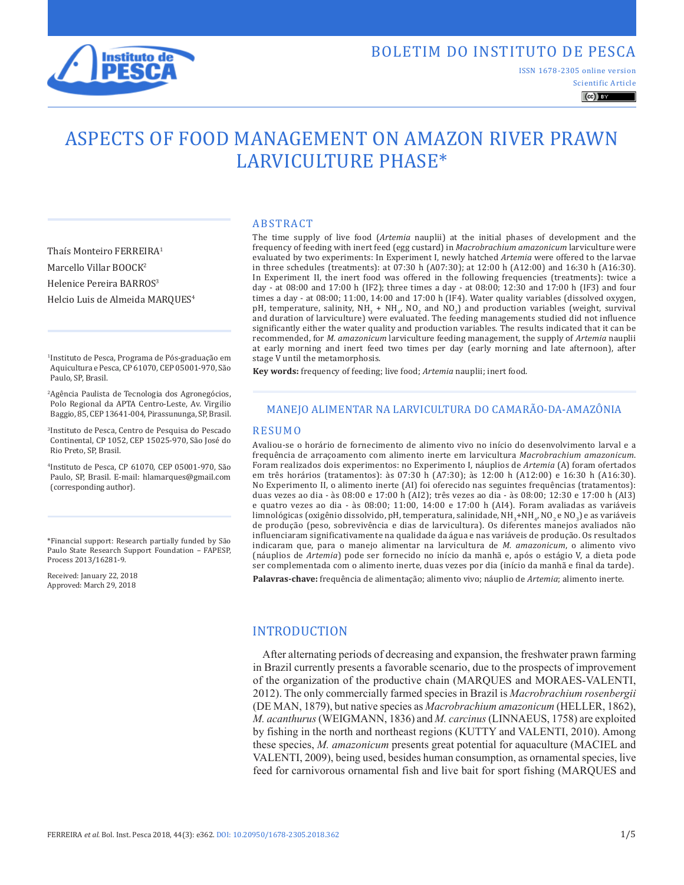# ASPECTS OF FOOD MANAGEMENT ON AMAZON RIVER PRAWN LARVICULTURE PHASE*

Thaís Monteiro FERREIRA[1]
Marcello Villar BOOCK[2]
Helenice Pereira BARROS[3]
Helcio Luis de Almeida MARQUES[4]

[1]Instituto de Pesca, Programa de Pós-graduação em Aquicultura e Pesca, CP 61070, CEP 05001-970, São Paulo, SP, Brasil.

[2]Agência Paulista de Tecnologia dos Agronegócios, Polo Regional da APTA Centro-Leste, Av. Virgilio Baggio, 85, CEP 13641-004, Pirassununga, SP, Brasil.

[3]Instituto de Pesca, Centro de Pesquisa do Pescado Continental, CP 1052, CEP 15025-970, São José do Rio Preto, SP, Brasil.

[4]Instituto de Pesca, CP 61070, CEP 05001-970, São Paulo, SP, Brasil. E-mail: hlamarques@gmail.com (corresponding author).

*Financial support: Research partially funded by São Paulo State Research Support Foundation – FAPESP, Process 2013/16281-9.

Received: January 22, 2018
Approved: March 29, 2018

## ABSTRACT

The time supply of live food (*Artemia* nauplii) at the initial phases of development and the frequency of feeding with inert feed (egg custard) in *Macrobrachium amazonicum* larviculture were evaluated by two experiments: In Experiment I, newly hatched *Artemia* were offered to the larvae in three schedules (treatments): at 07:30 h (A07:30); at 12:00 h (A12:00) and 16:30 h (A16:30). In Experiment II, the inert food was offered in the following frequencies (treatments): twice a day - at 08:00 and 17:00 h (IF2); three times a day - at 08:00; 12:30 and 17:00 h (IF3) and four times a day - at 08:00; 11:00, 14:00 and 17:00 h (IF4). Water quality variables (dissolved oxygen, pH, temperature, salinity, $NH_3$ + $NH_4$, $NO_2$ and $NO_3$) and production variables (weight, survival and duration of larviculture) were evaluated. The feeding managements studied did not influence significantly either the water quality and production variables. The results indicated that it can be recommended, for *M. amazonicum* larviculture feeding management, the supply of *Artemia* nauplii at early morning and inert feed two times per day (early morning and late afternoon), after stage V until the metamorphosis.

**Key words:** frequency of feeding; live food; *Artemia* nauplii; inert food.

## MANEJO ALIMENTAR NA LARVICULTURA DO CAMARÃO-DA-AMAZÔNIA

## RESUMO

Avaliou-se o horário de fornecimento de alimento vivo no início do desenvolvimento larval e a frequência de arraçoamento com alimento inerte em larvicultura *Macrobrachium amazonicum*. Foram realizados dois experimentos: no Experimento I, náuplios de *Artemia* (A) foram ofertados em três horários (tratamentos): às 07:30 h (A7:30); às 12:00 h (A12:00) e 16:30 h (A16:30). No Experimento II, o alimento inerte (AI) foi oferecido nas seguintes frequências (tratamentos): duas vezes ao dia - às 08:00 e 17:00 h (AI2); três vezes ao dia - às 08:00; 12:30 e 17:00 h (AI3) e quatro vezes ao dia - às 08:00; 11:00, 14:00 e 17:00 h (AI4). Foram avaliadas as variáveis limnológicas (oxigênio dissolvido, pH, temperatura, salinidade, $NH_3$+$NH_4$, $NO_2$ e $NO_3$) e as variáveis de produção (peso, sobrevivência e dias de larvicultura). Os diferentes manejos avaliados não influenciaram significativamente na qualidade da água e nas variáveis de produção. Os resultados indicaram que, para o manejo alimentar na larvicultura de *M. amazonicum*, o alimento vivo (náuplios de *Artemia*) pode ser fornecido no início da manhã e, após o estágio V, a dieta pode ser complementada com o alimento inerte, duas vezes por dia (início da manhã e final da tarde).

**Palavras-chave:** frequência de alimentação; alimento vivo; náuplio de *Artemia*; alimento inerte.

## INTRODUCTION

After alternating periods of decreasing and expansion, the freshwater prawn farming in Brazil currently presents a favorable scenario, due to the prospects of improvement of the organization of the productive chain (MARQUES and MORAES-VALENTI, 2012). The only commercially farmed species in Brazil is *Macrobrachium rosenbergii* (DE MAN, 1879), but native species as *Macrobrachium amazonicum* (HELLER, 1862), *M. acanthurus* (WEIGMANN, 1836) and *M. carcinus* (LINNAEUS, 1758) are exploited by fishing in the north and northeast regions (KUTTY and VALENTI, 2010). Among these species, *M. amazonicum* presents great potential for aquaculture (MACIEL and VALENTI, 2009), being used, besides human consumption, as ornamental species, live feed for carnivorous ornamental fish and live bait for sport fishing (MARQUES and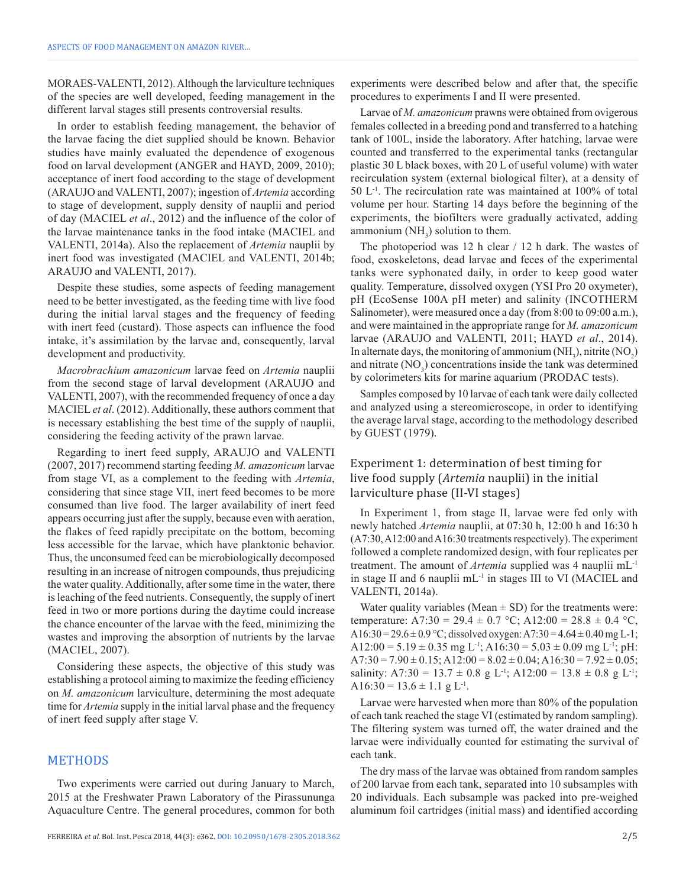MORAES-VALENTI, 2012). Although the larviculture techniques of the species are well developed, feeding management in the different larval stages still presents controversial results.

In order to establish feeding management, the behavior of the larvae facing the diet supplied should be known. Behavior studies have mainly evaluated the dependence of exogenous food on larval development (ANGER and HAYD, 2009, 2010); acceptance of inert food according to the stage of development (ARAUJO and VALENTI, 2007); ingestion of *Artemia* according to stage of development, supply density of nauplii and period of day (MACIEL *et al*., 2012) and the influence of the color of the larvae maintenance tanks in the food intake (MACIEL and VALENTI, 2014a). Also the replacement of *Artemia* nauplii by inert food was investigated (MACIEL and VALENTI, 2014b; ARAUJO and VALENTI, 2017).

Despite these studies, some aspects of feeding management need to be better investigated, as the feeding time with live food during the initial larval stages and the frequency of feeding with inert feed (custard). Those aspects can influence the food intake, it's assimilation by the larvae and, consequently, larval development and productivity.

*Macrobrachium amazonicum* larvae feed on *Artemia* nauplii from the second stage of larval development (ARAUJO and VALENTI, 2007), with the recommended frequency of once a day MACIEL *et al*. (2012). Additionally, these authors comment that is necessary establishing the best time of the supply of nauplii, considering the feeding activity of the prawn larvae.

Regarding to inert feed supply, ARAUJO and VALENTI (2007, 2017) recommend starting feeding *M. amazonicum* larvae from stage VI, as a complement to the feeding with *Artemia*, considering that since stage VII, inert feed becomes to be more consumed than live food. The larger availability of inert feed appears occurring just after the supply, because even with aeration, the flakes of feed rapidly precipitate on the bottom, becoming less accessible for the larvae, which have planktonic behavior. Thus, the unconsumed feed can be microbiologically decomposed resulting in an increase of nitrogen compounds, thus prejudicing the water quality. Additionally, after some time in the water, there is leaching of the feed nutrients. Consequently, the supply of inert feed in two or more portions during the daytime could increase the chance encounter of the larvae with the feed, minimizing the wastes and improving the absorption of nutrients by the larvae (MACIEL, 2007).

Considering these aspects, the objective of this study was establishing a protocol aiming to maximize the feeding efficiency on *M. amazonicum* larviculture, determining the most adequate time for *Artemia* supply in the initial larval phase and the frequency of inert feed supply after stage V.

## METHODS

Two experiments were carried out during January to March, 2015 at the Freshwater Prawn Laboratory of the Pirassununga Aquaculture Centre. The general procedures, common for both experiments were described below and after that, the specific procedures to experiments I and II were presented.

Larvae of *M. amazonicum* prawns were obtained from ovigerous females collected in a breeding pond and transferred to a hatching tank of 100L, inside the laboratory. After hatching, larvae were counted and transferred to the experimental tanks (rectangular plastic 30 L black boxes, with 20 L of useful volume) with water recirculation system (external biological filter), at a density of 50 $L^{-1}$. The recirculation rate was maintained at 100% of total volume per hour. Starting 14 days before the beginning of the experiments, the biofilters were gradually activated, adding ammonium ($NH_3$) solution to them.

The photoperiod was 12 h clear / 12 h dark. The wastes of food, exoskeletons, dead larvae and feces of the experimental tanks were syphonated daily, in order to keep good water quality. Temperature, dissolved oxygen (YSI Pro 20 oxymeter), pH (EcoSense 100A pH meter) and salinity (INCOTHERM Salinometer), were measured once a day (from 8:00 to 09:00 a.m.), and were maintained in the appropriate range for *M. amazonicum* larvae (ARAUJO and VALENTI, 2011; HAYD *et al*., 2014). In alternate days, the monitoring of ammonium ($NH_3$), nitrite ($NO_2$) and nitrate ($NO_3$) concentrations inside the tank was determined by colorimeters kits for marine aquarium (PRODAC tests).

Samples composed by 10 larvae of each tank were daily collected and analyzed using a stereomicroscope, in order to identifying the average larval stage, according to the methodology described by GUEST (1979).

### Experiment 1: determination of best timing for live food supply (*Artemia* nauplii) in the initial larviculture phase (II-VI stages)

In Experiment 1, from stage II, larvae were fed only with newly hatched *Artemia* nauplii, at 07:30 h, 12:00 h and 16:30 h (A7:30, A12:00 and A16:30 treatments respectively). The experiment followed a complete randomized design, with four replicates per treatment. The amount of *Artemia* supplied was 4 nauplii $mL^{-1}$ in stage II and 6 nauplii $mL^{-1}$ in stages III to VI (MACIEL and VALENTI, 2014a).

Water quality variables (Mean ± SD) for the treatments were: temperature: A7:30 = 29.4 ± 0.7 °C; A12:00 = 28.8 ± 0.4 °C, A16:30 = 29.6 ± 0.9 °C; dissolved oxygen: A7:30 = 4.64 ± 0.40 mg L-1; A12:00 = 5.19 ± 0.35 mg $L^{-1}$; A16:30 = 5.03 ± 0.09 mg $L^{-1}$; pH: A7:30 = 7.90 ± 0.15; A12:00 = 8.02 ± 0.04; A16:30 = 7.92 ± 0.05; salinity: A7:30 = 13.7 ± 0.8 g $L^{-1}$; A12:00 = 13.8 ± 0.8 g $L^{-1}$; A16:30 = 13.6 ± 1.1 g $L^{-1}$.

Larvae were harvested when more than 80% of the population of each tank reached the stage VI (estimated by random sampling). The filtering system was turned off, the water drained and the larvae were individually counted for estimating the survival of each tank.

The dry mass of the larvae was obtained from random samples of 200 larvae from each tank, separated into 10 subsamples with 20 individuals. Each subsample was packed into pre-weighed aluminum foil cartridges (initial mass) and identified according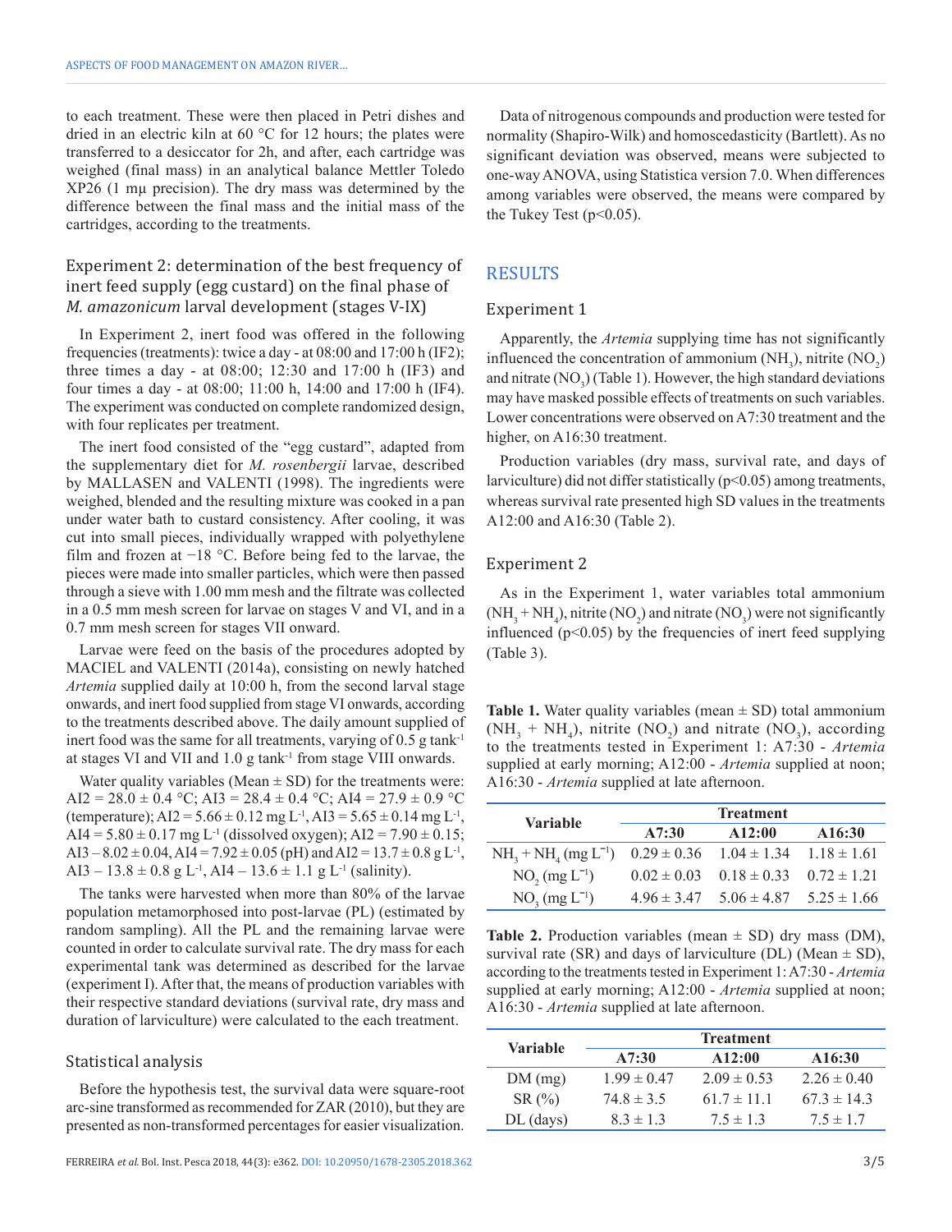to each treatment. These were then placed in Petri dishes and dried in an electric kiln at 60 °C for 12 hours; the plates were transferred to a desiccator for 2h, and after, each cartridge was weighed (final mass) in an analytical balance Mettler Toledo XP26 (1 mμ precision). The dry mass was determined by the difference between the final mass and the initial mass of the cartridges, according to the treatments.

### Experiment 2: determination of the best frequency of inert feed supply (egg custard) on the final phase of *M. amazonicum* larval development (stages V-IX)

In Experiment 2, inert food was offered in the following frequencies (treatments): twice a day - at 08:00 and 17:00 h (IF2); three times a day - at 08:00; 12:30 and 17:00 h (IF3) and four times a day - at 08:00; 11:00 h, 14:00 and 17:00 h (IF4). The experiment was conducted on complete randomized design, with four replicates per treatment.

The inert food consisted of the "egg custard", adapted from the supplementary diet for *M. rosenbergii* larvae, described by MALLASEN and VALENTI (1998). The ingredients were weighed, blended and the resulting mixture was cooked in a pan under water bath to custard consistency. After cooling, it was cut into small pieces, individually wrapped with polyethylene film and frozen at −18 °C. Before being fed to the larvae, the pieces were made into smaller particles, which were then passed through a sieve with 1.00 mm mesh and the filtrate was collected in a 0.5 mm mesh screen for larvae on stages V and VI, and in a 0.7 mm mesh screen for stages VII onward.

Larvae were feed on the basis of the procedures adopted by MACIEL and VALENTI (2014a), consisting on newly hatched *Artemia* supplied daily at 10:00 h, from the second larval stage onwards, and inert food supplied from stage VI onwards, according to the treatments described above. The daily amount supplied of inert food was the same for all treatments, varying of 0.5 g tank$^{-1}$ at stages VI and VII and 1.0 g tank$^{-1}$ from stage VIII onwards.

Water quality variables (Mean ± SD) for the treatments were: AI2 = 28.0 ± 0.4 °C; AI3 = 28.4 ± 0.4 °C; AI4 = 27.9 ± 0.9 °C (temperature); AI2 = 5.66 ± 0.12 mg L$^{-1}$, AI3 = 5.65 ± 0.14 mg L$^{-1}$, AI4 = 5.80 ± 0.17 mg L$^{-1}$ (dissolved oxygen); AI2 = 7.90 ± 0.15; AI3 – 8.02 ± 0.04, AI4 = 7.92 ± 0.05 (pH) and AI2 = 13.7 ± 0.8 g L$^{-1}$, AI3 – 13.8 ± 0.8 g L$^{-1}$, AI4 – 13.6 ± 1.1 g L$^{-1}$ (salinity).

The tanks were harvested when more than 80% of the larvae population metamorphosed into post-larvae (PL) (estimated by random sampling). All the PL and the remaining larvae were counted in order to calculate survival rate. The dry mass for each experimental tank was determined as described for the larvae (experiment I). After that, the means of production variables with their respective standard deviations (survival rate, dry mass and duration of larviculture) were calculated to the each treatment.

### Statistical analysis

Before the hypothesis test, the survival data were square-root arc-sine transformed as recommended for ZAR (2010), but they are presented as non-transformed percentages for easier visualization.

Data of nitrogenous compounds and production were tested for normality (Shapiro-Wilk) and homoscedasticity (Bartlett). As no significant deviation was observed, means were subjected to one-way ANOVA, using Statistica version 7.0. When differences among variables were observed, the means were compared by the Tukey Test ($p<0.05$).

## RESULTS

### Experiment 1

Apparently, the *Artemia* supplying time has not significantly influenced the concentration of ammonium ($NH_3$), nitrite ($NO_2$) and nitrate ($NO_3$) (Table 1). However, the high standard deviations may have masked possible effects of treatments on such variables. Lower concentrations were observed on A7:30 treatment and the higher, on A16:30 treatment.

Production variables (dry mass, survival rate, and days of larviculture) did not differ statistically ($p<0.05$) among treatments, whereas survival rate presented high SD values in the treatments A12:00 and A16:30 (Table 2).

### Experiment 2

As in the Experiment 1, water variables total ammonium ($NH_3 + NH_4$), nitrite ($NO_2$) and nitrate ($NO_3$) were not significantly influenced ($p<0.05$) by the frequencies of inert feed supplying (Table 3).

**Table 1.** Water quality variables (mean ± SD) total ammonium ($NH_3$ + $NH_4$), nitrite ($NO_2$) and nitrate ($NO_3$), according to the treatments tested in Experiment 1: A7:30 - *Artemia* supplied at early morning; A12:00 - *Artemia* supplied at noon; A16:30 - *Artemia* supplied at late afternoon.

| Variable | Treatment | | |
|---|---|---|---|
| | A7:30 | A12:00 | A16:30 |
| $NH_3 + NH_4$ (mg L$^{-1}$) | 0.29 ± 0.36 | 1.04 ± 1.34 | 1.18 ± 1.61 |
| $NO_2$ (mg L$^{-1}$) | 0.02 ± 0.03 | 0.18 ± 0.33 | 0.72 ± 1.21 |
| $NO_3$ (mg L$^{-1}$) | 4.96 ± 3.47 | 5.06 ± 4.87 | 5.25 ± 1.66 |

**Table 2.** Production variables (mean ± SD) dry mass (DM), survival rate (SR) and days of larviculture (DL) (Mean ± SD), according to the treatments tested in Experiment 1: A7:30 - *Artemia* supplied at early morning; A12:00 - *Artemia* supplied at noon; A16:30 - *Artemia* supplied at late afternoon.

| Variable | Treatment | | |
|---|---|---|---|
| | A7:30 | A12:00 | A16:30 |
| DM (mg) | 1.99 ± 0.47 | 2.09 ± 0.53 | 2.26 ± 0.40 |
| SR (%) | 74.8 ± 3.5 | 61.7 ± 11.1 | 67.3 ± 14.3 |
| DL (days) | 8.3 ± 1.3 | 7.5 ± 1.3 | 7.5 ± 1.7 |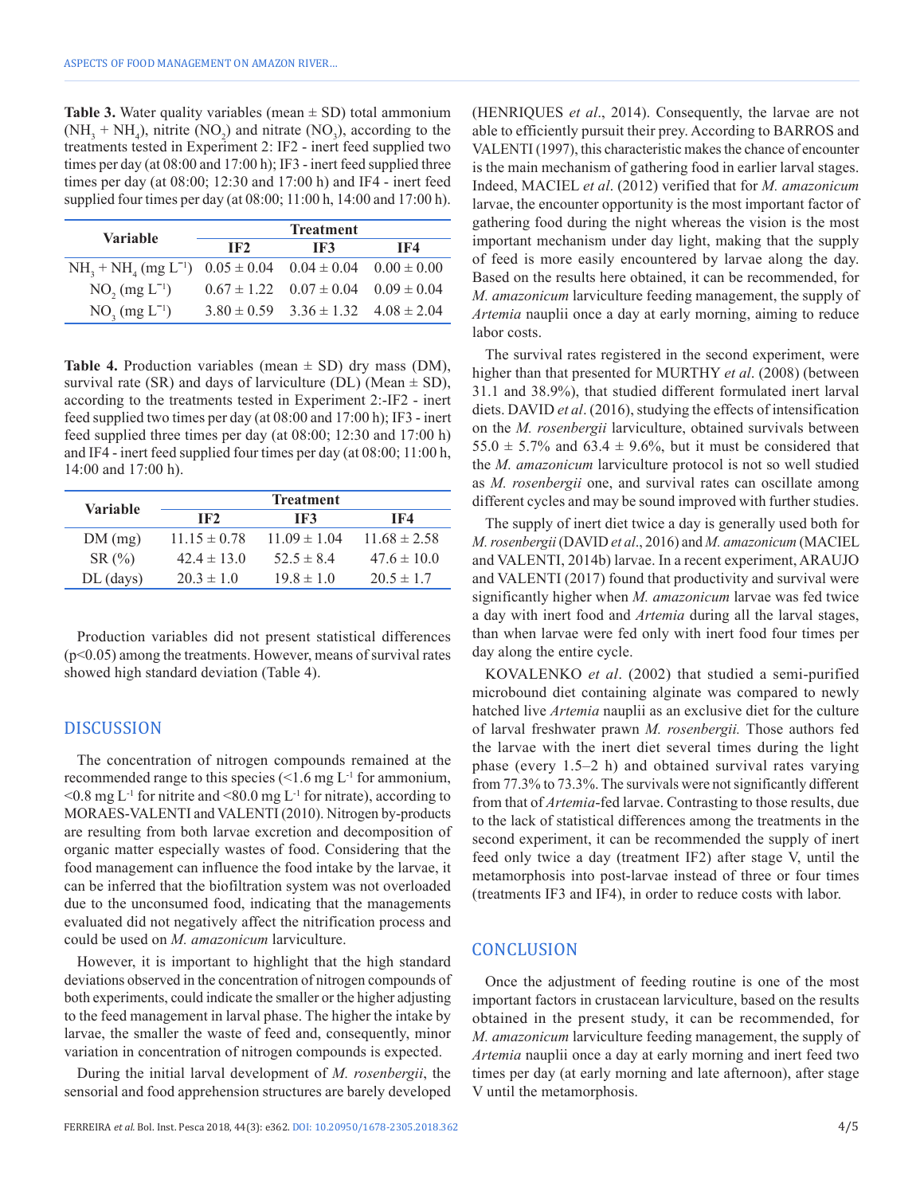**Table 3.** Water quality variables (mean ± SD) total ammonium ($NH_3 + NH_4$), nitrite ($NO_2$) and nitrate ($NO_3$), according to the treatments tested in Experiment 2: IF2 - inert feed supplied two times per day (at 08:00 and 17:00 h); IF3 - inert feed supplied three times per day (at 08:00; 12:30 and 17:00 h) and IF4 - inert feed supplied four times per day (at 08:00; 11:00 h, 14:00 and 17:00 h).

| Variable | Treatment | | |
|---|---|---|---|
| | IF2 | IF3 | IF4 |
| $NH_3 + NH_4$ (mg $L^{-1}$) | 0.05 ± 0.04 | 0.04 ± 0.04 | 0.00 ± 0.00 |
| $NO_2$ (mg $L^{-1}$) | 0.67 ± 1.22 | 0.07 ± 0.04 | 0.09 ± 0.04 |
| $NO_3$ (mg $L^{-1}$) | 3.80 ± 0.59 | 3.36 ± 1.32 | 4.08 ± 2.04 |

**Table 4.** Production variables (mean ± SD) dry mass (DM), survival rate (SR) and days of larviculture (DL) (Mean ± SD), according to the treatments tested in Experiment 2:-IF2 - inert feed supplied two times per day (at 08:00 and 17:00 h); IF3 - inert feed supplied three times per day (at 08:00; 12:30 and 17:00 h) and IF4 - inert feed supplied four times per day (at 08:00; 11:00 h, 14:00 and 17:00 h).

| Variable | Treatment | | |
|---|---|---|---|
| | IF2 | IF3 | IF4 |
| DM (mg) | 11.15 ± 0.78 | 11.09 ± 1.04 | 11.68 ± 2.58 |
| SR (%) | 42.4 ± 13.0 | 52.5 ± 8.4 | 47.6 ± 10.0 |
| DL (days) | 20.3 ± 1.0 | 19.8 ± 1.0 | 20.5 ± 1.7 |

Production variables did not present statistical differences ($p<0.05$) among the treatments. However, means of survival rates showed high standard deviation (Table 4).

## DISCUSSION

The concentration of nitrogen compounds remained at the recommended range to this species (<1.6 mg $L^{-1}$ for ammonium, <0.8 mg $L^{-1}$ for nitrite and <80.0 mg $L^{-1}$ for nitrate), according to MORAES-VALENTI and VALENTI (2010). Nitrogen by-products are resulting from both larvae excretion and decomposition of organic matter especially wastes of food. Considering that the food management can influence the food intake by the larvae, it can be inferred that the biofiltration system was not overloaded due to the unconsumed food, indicating that the managements evaluated did not negatively affect the nitrification process and could be used on *M. amazonicum* larviculture.

However, it is important to highlight that the high standard deviations observed in the concentration of nitrogen compounds of both experiments, could indicate the smaller or the higher adjusting to the feed management in larval phase. The higher the intake by larvae, the smaller the waste of feed and, consequently, minor variation in concentration of nitrogen compounds is expected.

During the initial larval development of *M. rosenbergii*, the sensorial and food apprehension structures are barely developed (HENRIQUES *et al*., 2014). Consequently, the larvae are not able to efficiently pursuit their prey. According to BARROS and VALENTI (1997), this characteristic makes the chance of encounter is the main mechanism of gathering food in earlier larval stages. Indeed, MACIEL *et al*. (2012) verified that for *M. amazonicum* larvae, the encounter opportunity is the most important factor of gathering food during the night whereas the vision is the most important mechanism under day light, making that the supply of feed is more easily encountered by larvae along the day. Based on the results here obtained, it can be recommended, for *M. amazonicum* larviculture feeding management, the supply of *Artemia* nauplii once a day at early morning, aiming to reduce labor costs.

The survival rates registered in the second experiment, were higher than that presented for MURTHY *et al*. (2008) (between 31.1 and 38.9%), that studied different formulated inert larval diets. DAVID *et al*. (2016), studying the effects of intensification on the *M. rosenbergii* larviculture, obtained survivals between 55.0 ± 5.7% and 63.4 ± 9.6%, but it must be considered that the *M. amazonicum* larviculture protocol is not so well studied as *M. rosenbergii* one, and survival rates can oscillate among different cycles and may be sound improved with further studies.

The supply of inert diet twice a day is generally used both for *M. rosenbergii* (DAVID *et al*., 2016) and *M. amazonicum* (MACIEL and VALENTI, 2014b) larvae. In a recent experiment, ARAUJO and VALENTI (2017) found that productivity and survival were significantly higher when *M. amazonicum* larvae was fed twice a day with inert food and *Artemia* during all the larval stages, than when larvae were fed only with inert food four times per day along the entire cycle.

KOVALENKO *et al*. (2002) that studied a semi-purified microbound diet containing alginate was compared to newly hatched live *Artemia* nauplii as an exclusive diet for the culture of larval freshwater prawn *M. rosenbergii.* Those authors fed the larvae with the inert diet several times during the light phase (every 1.5–2 h) and obtained survival rates varying from 77.3% to 73.3%. The survivals were not significantly different from that of *Artemia*-fed larvae. Contrasting to those results, due to the lack of statistical differences among the treatments in the second experiment, it can be recommended the supply of inert feed only twice a day (treatment IF2) after stage V, until the metamorphosis into post-larvae instead of three or four times (treatments IF3 and IF4), in order to reduce costs with labor.

## CONCLUSION

Once the adjustment of feeding routine is one of the most important factors in crustacean larviculture, based on the results obtained in the present study, it can be recommended, for *M. amazonicum* larviculture feeding management, the supply of *Artemia* nauplii once a day at early morning and inert feed two times per day (at early morning and late afternoon), after stage V until the metamorphosis.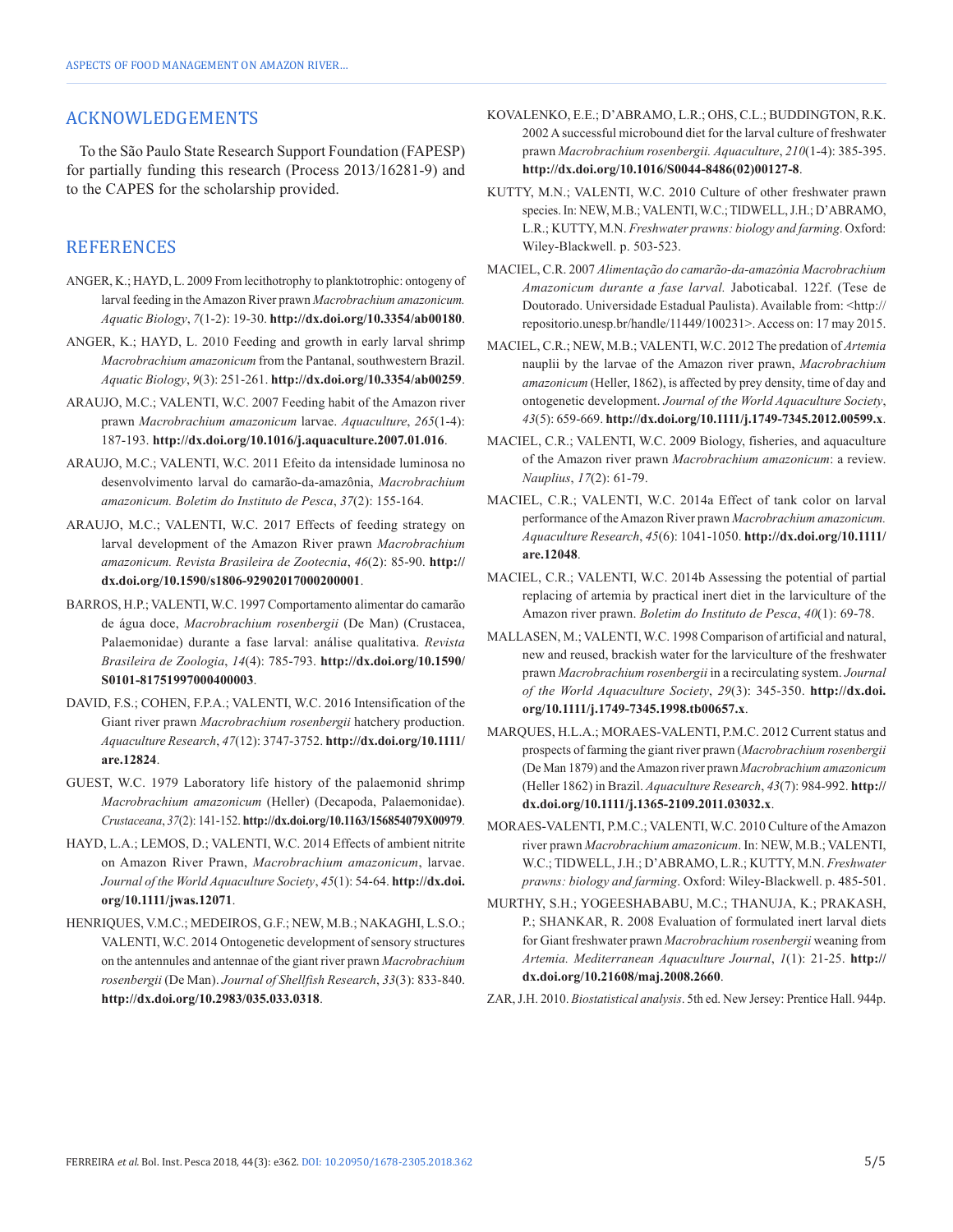## ACKNOWLEDGEMENTS

To the São Paulo State Research Support Foundation (FAPESP) for partially funding this research (Process 2013/16281-9) and to the CAPES for the scholarship provided.

## REFERENCES

ANGER, K.; HAYD, L. 2009 From lecithotrophy to planktotrophic: ontogeny of larval feeding in the Amazon River prawn *Macrobrachium amazonicum. Aquatic Biology*, *7*(1-2): 19-30. **http://dx.doi.org/10.3354/ab00180**.

ANGER, K.; HAYD, L. 2010 Feeding and growth in early larval shrimp *Macrobrachium amazonicum* from the Pantanal, southwestern Brazil. *Aquatic Biology*, *9*(3): 251-261. **http://dx.doi.org/10.3354/ab00259**.

ARAUJO, M.C.; VALENTI, W.C. 2007 Feeding habit of the Amazon river prawn *Macrobrachium amazonicum* larvae. *Aquaculture*, *265*(1-4): 187-193. **http://dx.doi.org/10.1016/j.aquaculture.2007.01.016**.

ARAUJO, M.C.; VALENTI, W.C. 2011 Efeito da intensidade luminosa no desenvolvimento larval do camarão-da-amazônia, *Macrobrachium amazonicum. Boletim do Instituto de Pesca*, *37*(2): 155-164.

ARAUJO, M.C.; VALENTI, W.C. 2017 Effects of feeding strategy on larval development of the Amazon River prawn *Macrobrachium amazonicum. Revista Brasileira de Zootecnia*, *46*(2): 85-90. **http://dx.doi.org/10.1590/s1806-92902017000200001**.

BARROS, H.P.; VALENTI, W.C. 1997 Comportamento alimentar do camarão de água doce, *Macrobrachium rosenbergii* (De Man) (Crustacea, Palaemonidae) durante a fase larval: análise qualitativa. *Revista Brasileira de Zoologia*, *14*(4): 785-793. **http://dx.doi.org/10.1590/S0101-81751997000400003**.

DAVID, F.S.; COHEN, F.P.A.; VALENTI, W.C. 2016 Intensification of the Giant river prawn *Macrobrachium rosenbergii* hatchery production. *Aquaculture Research*, *47*(12): 3747-3752. **http://dx.doi.org/10.1111/are.12824**.

GUEST, W.C. 1979 Laboratory life history of the palaemonid shrimp *Macrobrachium amazonicum* (Heller) (Decapoda, Palaemonidae). *Crustaceana*, *37*(2): 141-152. **http://dx.doi.org/10.1163/156854079X00979**.

HAYD, L.A.; LEMOS, D.; VALENTI, W.C. 2014 Effects of ambient nitrite on Amazon River Prawn, *Macrobrachium amazonicum*, larvae. *Journal of the World Aquaculture Society*, *45*(1): 54-64. **http://dx.doi.org/10.1111/jwas.12071**.

HENRIQUES, V.M.C.; MEDEIROS, G.F.; NEW, M.B.; NAKAGHI, L.S.O.; VALENTI, W.C. 2014 Ontogenetic development of sensory structures on the antennules and antennae of the giant river prawn *Macrobrachium rosenbergii* (De Man). *Journal of Shellfish Research*, *33*(3): 833-840. **http://dx.doi.org/10.2983/035.033.0318**.

KOVALENKO, E.E.; D'ABRAMO, L.R.; OHS, C.L.; BUDDINGTON, R.K. 2002 A successful microbound diet for the larval culture of freshwater prawn *Macrobrachium rosenbergii. Aquaculture*, *210*(1-4): 385-395. **http://dx.doi.org/10.1016/S0044-8486(02)00127-8**.

KUTTY, M.N.; VALENTI, W.C. 2010 Culture of other freshwater prawn species. In: NEW, M.B.; VALENTI, W.C.; TIDWELL, J.H.; D'ABRAMO, L.R.; KUTTY, M.N. *Freshwater prawns: biology and farming*. Oxford: Wiley-Blackwell. p. 503-523.

MACIEL, C.R. 2007 *Alimentação do camarão-da-amazônia Macrobrachium Amazonicum durante a fase larval.* Jaboticabal. 122f. (Tese de Doutorado. Universidade Estadual Paulista). Available from: <http://repositorio.unesp.br/handle/11449/100231>. Access on: 17 may 2015.

MACIEL, C.R.; NEW, M.B.; VALENTI, W.C. 2012 The predation of *Artemia* nauplii by the larvae of the Amazon river prawn, *Macrobrachium amazonicum* (Heller, 1862), is affected by prey density, time of day and ontogenetic development. *Journal of the World Aquaculture Society*, *43*(5): 659-669. **http://dx.doi.org/10.1111/j.1749-7345.2012.00599.x**.

MACIEL, C.R.; VALENTI, W.C. 2009 Biology, fisheries, and aquaculture of the Amazon river prawn *Macrobrachium amazonicum*: a review. *Nauplius*, *17*(2): 61-79.

MACIEL, C.R.; VALENTI, W.C. 2014a Effect of tank color on larval performance of the Amazon River prawn *Macrobrachium amazonicum. Aquaculture Research*, *45*(6): 1041-1050. **http://dx.doi.org/10.1111/are.12048**.

MACIEL, C.R.; VALENTI, W.C. 2014b Assessing the potential of partial replacing of artemia by practical inert diet in the larviculture of the Amazon river prawn. *Boletim do Instituto de Pesca*, *40*(1): 69-78.

MALLASEN, M.; VALENTI, W.C. 1998 Comparison of artificial and natural, new and reused, brackish water for the larviculture of the freshwater prawn *Macrobrachium rosenbergii* in a recirculating system. *Journal of the World Aquaculture Society*, *29*(3): 345-350. **http://dx.doi.org/10.1111/j.1749-7345.1998.tb00657.x**.

MARQUES, H.L.A.; MORAES-VALENTI, P.M.C. 2012 Current status and prospects of farming the giant river prawn (*Macrobrachium rosenbergii* (De Man 1879) and the Amazon river prawn *Macrobrachium amazonicum* (Heller 1862) in Brazil. *Aquaculture Research*, *43*(7): 984-992. **http://dx.doi.org/10.1111/j.1365-2109.2011.03032.x**.

MORAES-VALENTI, P.M.C.; VALENTI, W.C. 2010 Culture of the Amazon river prawn *Macrobrachium amazonicum*. In: NEW, M.B.; VALENTI, W.C.; TIDWELL, J.H.; D'ABRAMO, L.R.; KUTTY, M.N. *Freshwater prawns: biology and farming*. Oxford: Wiley-Blackwell. p. 485-501.

MURTHY, S.H.; YOGEESHABABU, M.C.; THANUJA, K.; PRAKASH, P.; SHANKAR, R. 2008 Evaluation of formulated inert larval diets for Giant freshwater prawn *Macrobrachium rosenbergii* weaning from *Artemia. Mediterranean Aquaculture Journal*, *1*(1): 21-25. **http://dx.doi.org/10.21608/maj.2008.2660**.

ZAR, J.H. 2010. *Biostatistical analysis*. 5th ed. New Jersey: Prentice Hall. 944p.